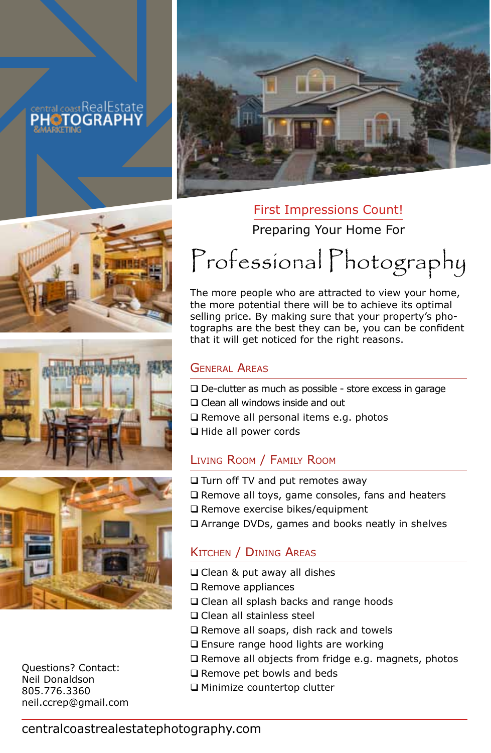central coast RealEstate PHOTOGRAPHY &MARKETING

First Impressions Count!

Preparing Your Home For

# Professional Photography

The more people who are attracted to view your home, the more potential there will be to achieve its optimal selling price. By making sure that your property's photographs are the best they can be, you can be confident that it will get noticed for the right reasons.

## General Areas

- ❑ De-clutter as much as possible - store excess in garage
- ❑ Clean all windows inside and out
- ❑ Remove all personal items e.g. photos
- ❑ Hide all power cords

## Living Room / Family Room

- ❑ Turn off TV and put remotes away
- ❑ Remove all toys, game consoles, fans and heaters
- ❑ Remove exercise bikes/equipment
- ❑ Arrange DVDs, games and books neatly in shelves

## Kitchen / Dining Areas

- ❑ Clean & put away all dishes
- ❑ Remove appliances
- ❑ Clean all splash backs and range hoods
- ❑ Clean all stainless steel
- ❑ Remove all soaps, dish rack and towels
- ❑ Ensure range hood lights are working
- ❑ Remove all objects from fridge e.g. magnets, photos
- ❑ Remove pet bowls and beds
- ❑ Minimize countertop clutter

Questions? Contact:
Neil Donaldson
805.776.3360
neil.ccrep@gmail.com

centralcoastrealestatephotography.com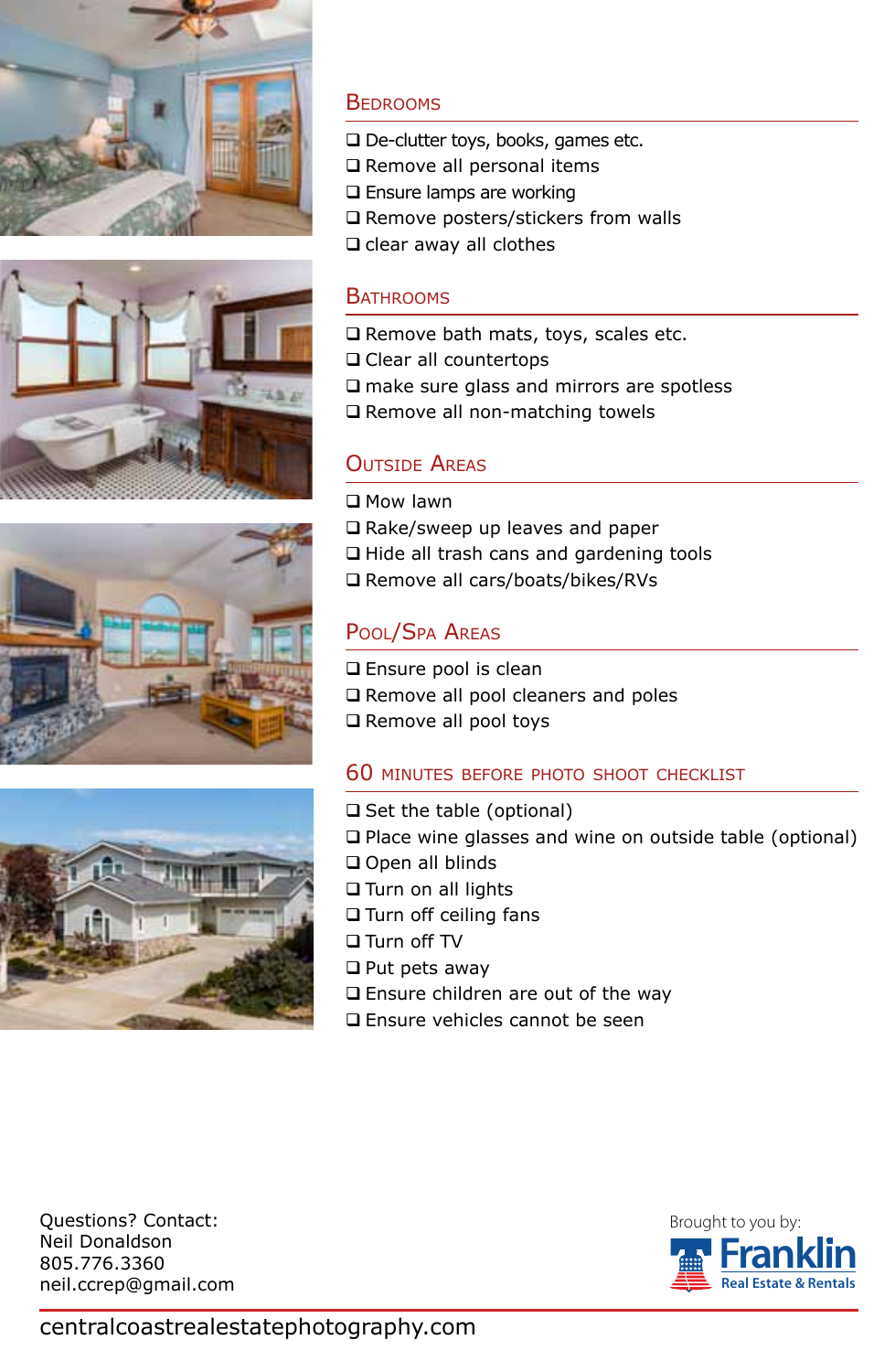## Bedrooms

- ❑ De-clutter toys, books, games etc.
- ❑ Remove all personal items
- ❑ Ensure lamps are working
- ❑ Remove posters/stickers from walls
- ❑ clear away all clothes

## Bathrooms

- ❑ Remove bath mats, toys, scales etc.
- ❑ Clear all countertops
- ❑ make sure glass and mirrors are spotless
- ❑ Remove all non-matching towels

## Outside Areas

- ❑ Mow lawn
- ❑ Rake/sweep up leaves and paper
- ❑ Hide all trash cans and gardening tools
- ❑ Remove all cars/boats/bikes/RVs

## Pool/Spa Areas

- ❑ Ensure pool is clean
- ❑ Remove all pool cleaners and poles
- ❑ Remove all pool toys

## 60 minutes before photo shoot checklist

- ❑ Set the table (optional)
- ❑ Place wine glasses and wine on outside table (optional)
- ❑ Open all blinds
- ❑ Turn on all lights
- ❑ Turn off ceiling fans
- ❑ Turn off TV
- ❑ Put pets away
- ❑ Ensure children are out of the way
- ❑ Ensure vehicles cannot be seen

Questions? Contact:
Neil Donaldson
805.776.3360
neil.ccrep@gmail.com

Brought to you by:
Franklin
Real Estate & Rentals

centralcoastrealestatephotography.com